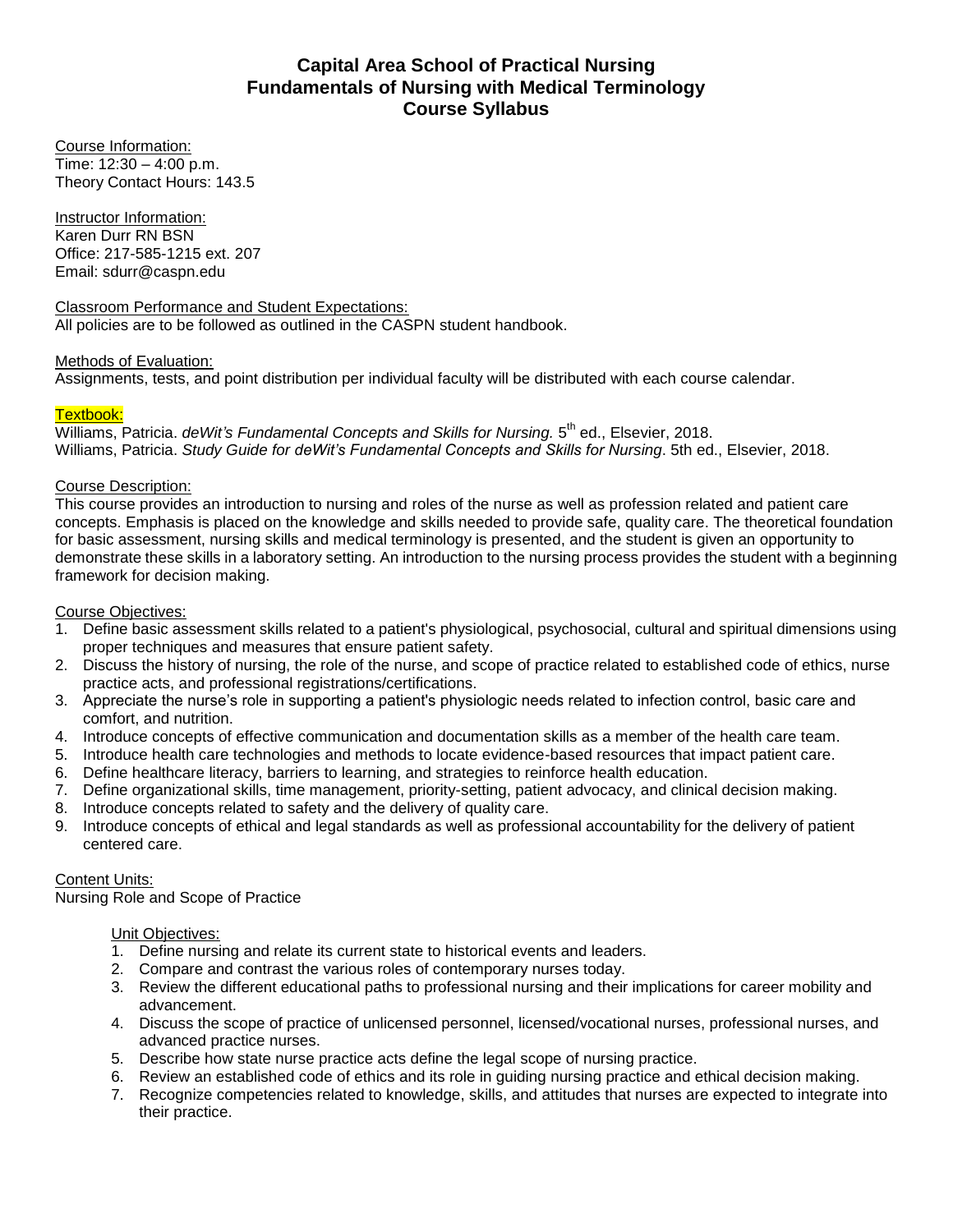# Capital Area School of Practical Nursing
# Fundamentals of Nursing with Medical Terminology
# Course Syllabus

Course Information:
Time: 12:30 – 4:00 p.m.
Theory Contact Hours: 143.5

Instructor Information:
Karen Durr RN BSN
Office: 217-585-1215 ext. 207
Email: sdurr@caspn.edu

Classroom Performance and Student Expectations:
All policies are to be followed as outlined in the CASPN student handbook.

Methods of Evaluation:
Assignments, tests, and point distribution per individual faculty will be distributed with each course calendar.

Textbook:
Williams, Patricia. *deWit's Fundamental Concepts and Skills for Nursing.* 5th ed., Elsevier, 2018.
Williams, Patricia. *Study Guide for deWit's Fundamental Concepts and Skills for Nursing*. 5th ed., Elsevier, 2018.

Course Description:
This course provides an introduction to nursing and roles of the nurse as well as profession related and patient care concepts. Emphasis is placed on the knowledge and skills needed to provide safe, quality care. The theoretical foundation for basic assessment, nursing skills and medical terminology is presented, and the student is given an opportunity to demonstrate these skills in a laboratory setting. An introduction to the nursing process provides the student with a beginning framework for decision making.

Course Objectives:
1. Define basic assessment skills related to a patient's physiological, psychosocial, cultural and spiritual dimensions using proper techniques and measures that ensure patient safety.
2. Discuss the history of nursing, the role of the nurse, and scope of practice related to established code of ethics, nurse practice acts, and professional registrations/certifications.
3. Appreciate the nurse's role in supporting a patient's physiologic needs related to infection control, basic care and comfort, and nutrition.
4. Introduce concepts of effective communication and documentation skills as a member of the health care team.
5. Introduce health care technologies and methods to locate evidence-based resources that impact patient care.
6. Define healthcare literacy, barriers to learning, and strategies to reinforce health education.
7. Define organizational skills, time management, priority-setting, patient advocacy, and clinical decision making.
8. Introduce concepts related to safety and the delivery of quality care.
9. Introduce concepts of ethical and legal standards as well as professional accountability for the delivery of patient centered care.

Content Units:
Nursing Role and Scope of Practice

Unit Objectives:
1. Define nursing and relate its current state to historical events and leaders.
2. Compare and contrast the various roles of contemporary nurses today.
3. Review the different educational paths to professional nursing and their implications for career mobility and advancement.
4. Discuss the scope of practice of unlicensed personnel, licensed/vocational nurses, professional nurses, and advanced practice nurses.
5. Describe how state nurse practice acts define the legal scope of nursing practice.
6. Review an established code of ethics and its role in guiding nursing practice and ethical decision making.
7. Recognize competencies related to knowledge, skills, and attitudes that nurses are expected to integrate into their practice.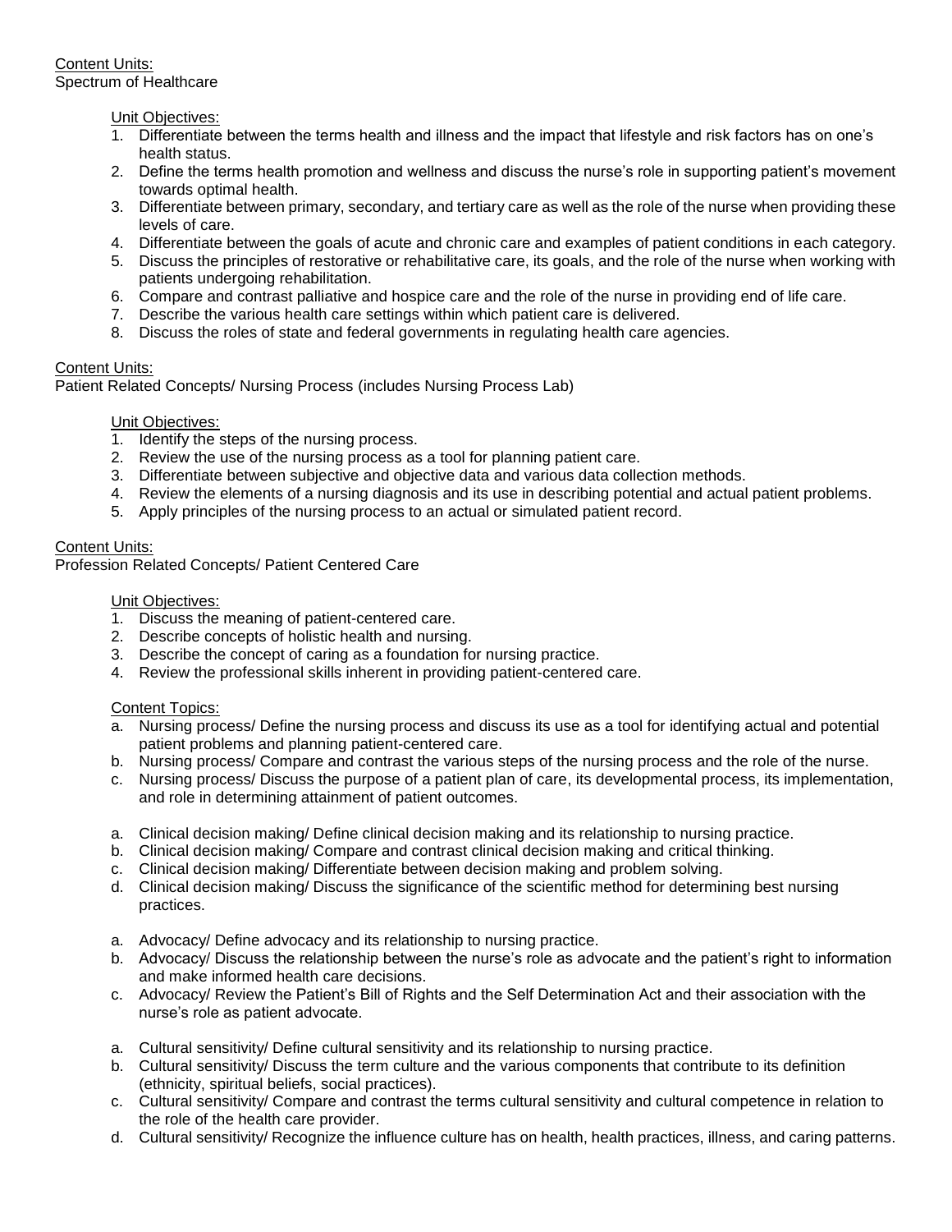Content Units:
Spectrum of Healthcare

Unit Objectives:

1. Differentiate between the terms health and illness and the impact that lifestyle and risk factors has on one's health status.
2. Define the terms health promotion and wellness and discuss the nurse's role in supporting patient's movement towards optimal health.
3. Differentiate between primary, secondary, and tertiary care as well as the role of the nurse when providing these levels of care.
4. Differentiate between the goals of acute and chronic care and examples of patient conditions in each category.
5. Discuss the principles of restorative or rehabilitative care, its goals, and the role of the nurse when working with patients undergoing rehabilitation.
6. Compare and contrast palliative and hospice care and the role of the nurse in providing end of life care.
7. Describe the various health care settings within which patient care is delivered.
8. Discuss the roles of state and federal governments in regulating health care agencies.

Content Units:
Patient Related Concepts/ Nursing Process (includes Nursing Process Lab)

Unit Objectives:

1. Identify the steps of the nursing process.
2. Review the use of the nursing process as a tool for planning patient care.
3. Differentiate between subjective and objective data and various data collection methods.
4. Review the elements of a nursing diagnosis and its use in describing potential and actual patient problems.
5. Apply principles of the nursing process to an actual or simulated patient record.

Content Units:
Profession Related Concepts/ Patient Centered Care

Unit Objectives:

1. Discuss the meaning of patient-centered care.
2. Describe concepts of holistic health and nursing.
3. Describe the concept of caring as a foundation for nursing practice.
4. Review the professional skills inherent in providing patient-centered care.

Content Topics:

a. Nursing process/ Define the nursing process and discuss its use as a tool for identifying actual and potential patient problems and planning patient-centered care.
b. Nursing process/ Compare and contrast the various steps of the nursing process and the role of the nurse.
c. Nursing process/ Discuss the purpose of a patient plan of care, its developmental process, its implementation, and role in determining attainment of patient outcomes.

a. Clinical decision making/ Define clinical decision making and its relationship to nursing practice.
b. Clinical decision making/ Compare and contrast clinical decision making and critical thinking.
c. Clinical decision making/ Differentiate between decision making and problem solving.
d. Clinical decision making/ Discuss the significance of the scientific method for determining best nursing practices.

a. Advocacy/ Define advocacy and its relationship to nursing practice.
b. Advocacy/ Discuss the relationship between the nurse's role as advocate and the patient's right to information and make informed health care decisions.
c. Advocacy/ Review the Patient's Bill of Rights and the Self Determination Act and their association with the nurse's role as patient advocate.

a. Cultural sensitivity/ Define cultural sensitivity and its relationship to nursing practice.
b. Cultural sensitivity/ Discuss the term culture and the various components that contribute to its definition (ethnicity, spiritual beliefs, social practices).
c. Cultural sensitivity/ Compare and contrast the terms cultural sensitivity and cultural competence in relation to the role of the health care provider.
d. Cultural sensitivity/ Recognize the influence culture has on health, health practices, illness, and caring patterns.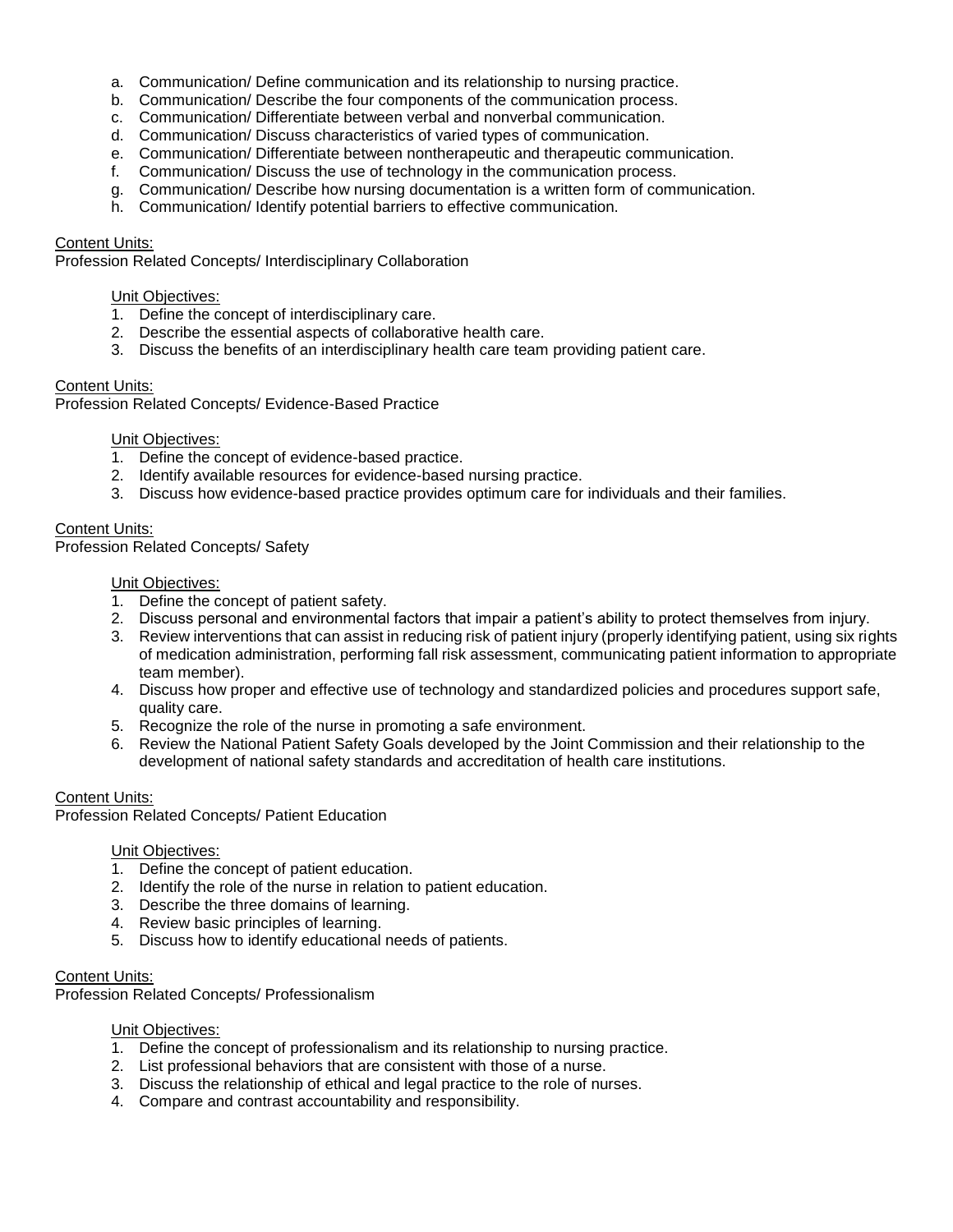a. Communication/ Define communication and its relationship to nursing practice.
b. Communication/ Describe the four components of the communication process.
c. Communication/ Differentiate between verbal and nonverbal communication.
d. Communication/ Discuss characteristics of varied types of communication.
e. Communication/ Differentiate between nontherapeutic and therapeutic communication.
f. Communication/ Discuss the use of technology in the communication process.
g. Communication/ Describe how nursing documentation is a written form of communication.
h. Communication/ Identify potential barriers to effective communication.

<u>Content Units:</u>
Profession Related Concepts/ Interdisciplinary Collaboration

<u>Unit Objectives:</u>

1. Define the concept of interdisciplinary care.
2. Describe the essential aspects of collaborative health care.
3. Discuss the benefits of an interdisciplinary health care team providing patient care.

<u>Content Units:</u>
Profession Related Concepts/ Evidence-Based Practice

<u>Unit Objectives:</u>

1. Define the concept of evidence-based practice.
2. Identify available resources for evidence-based nursing practice.
3. Discuss how evidence-based practice provides optimum care for individuals and their families.

<u>Content Units:</u>
Profession Related Concepts/ Safety

<u>Unit Objectives:</u>

1. Define the concept of patient safety.
2. Discuss personal and environmental factors that impair a patient's ability to protect themselves from injury.
3. Review interventions that can assist in reducing risk of patient injury (properly identifying patient, using six rights of medication administration, performing fall risk assessment, communicating patient information to appropriate team member).
4. Discuss how proper and effective use of technology and standardized policies and procedures support safe, quality care.
5. Recognize the role of the nurse in promoting a safe environment.
6. Review the National Patient Safety Goals developed by the Joint Commission and their relationship to the development of national safety standards and accreditation of health care institutions.

<u>Content Units:</u>
Profession Related Concepts/ Patient Education

<u>Unit Objectives:</u>

1. Define the concept of patient education.
2. Identify the role of the nurse in relation to patient education.
3. Describe the three domains of learning.
4. Review basic principles of learning.
5. Discuss how to identify educational needs of patients.

<u>Content Units:</u>
Profession Related Concepts/ Professionalism

<u>Unit Objectives:</u>

1. Define the concept of professionalism and its relationship to nursing practice.
2. List professional behaviors that are consistent with those of a nurse.
3. Discuss the relationship of ethical and legal practice to the role of nurses.
4. Compare and contrast accountability and responsibility.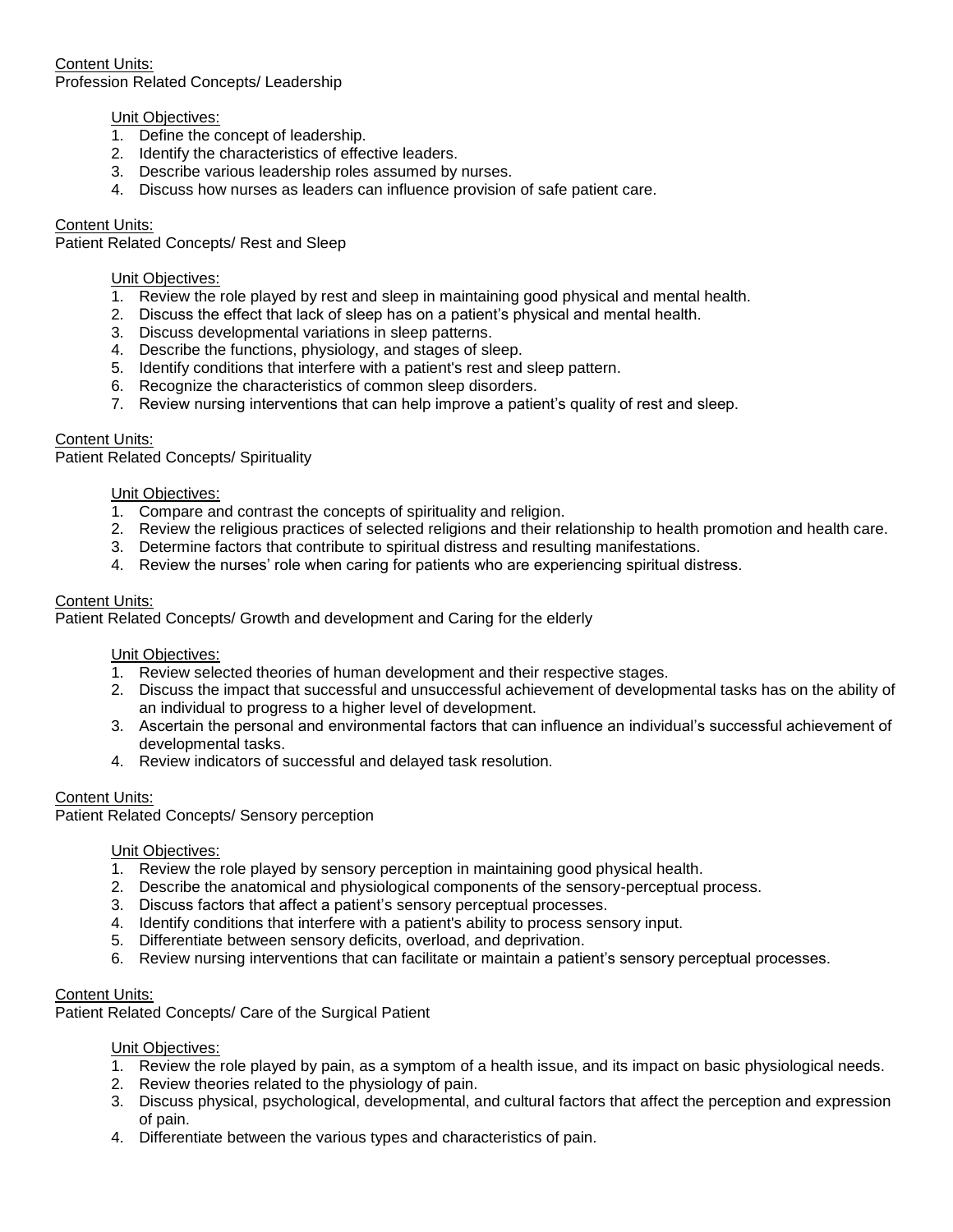<u>Content Units:</u>
Profession Related Concepts/ Leadership

<u>Unit Objectives:</u>
1. Define the concept of leadership.
2. Identify the characteristics of effective leaders.
3. Describe various leadership roles assumed by nurses.
4. Discuss how nurses as leaders can influence provision of safe patient care.

<u>Content Units:</u>
Patient Related Concepts/ Rest and Sleep

<u>Unit Objectives:</u>
1. Review the role played by rest and sleep in maintaining good physical and mental health.
2. Discuss the effect that lack of sleep has on a patient's physical and mental health.
3. Discuss developmental variations in sleep patterns.
4. Describe the functions, physiology, and stages of sleep.
5. Identify conditions that interfere with a patient's rest and sleep pattern.
6. Recognize the characteristics of common sleep disorders.
7. Review nursing interventions that can help improve a patient's quality of rest and sleep.

<u>Content Units:</u>
Patient Related Concepts/ Spirituality

<u>Unit Objectives:</u>
1. Compare and contrast the concepts of spirituality and religion.
2. Review the religious practices of selected religions and their relationship to health promotion and health care.
3. Determine factors that contribute to spiritual distress and resulting manifestations.
4. Review the nurses' role when caring for patients who are experiencing spiritual distress.

<u>Content Units:</u>
Patient Related Concepts/ Growth and development and Caring for the elderly

<u>Unit Objectives:</u>
1. Review selected theories of human development and their respective stages.
2. Discuss the impact that successful and unsuccessful achievement of developmental tasks has on the ability of an individual to progress to a higher level of development.
3. Ascertain the personal and environmental factors that can influence an individual's successful achievement of developmental tasks.
4. Review indicators of successful and delayed task resolution.

<u>Content Units:</u>
Patient Related Concepts/ Sensory perception

<u>Unit Objectives:</u>
1. Review the role played by sensory perception in maintaining good physical health.
2. Describe the anatomical and physiological components of the sensory-perceptual process.
3. Discuss factors that affect a patient's sensory perceptual processes.
4. Identify conditions that interfere with a patient's ability to process sensory input.
5. Differentiate between sensory deficits, overload, and deprivation.
6. Review nursing interventions that can facilitate or maintain a patient's sensory perceptual processes.

<u>Content Units:</u>
Patient Related Concepts/ Care of the Surgical Patient

<u>Unit Objectives:</u>
1. Review the role played by pain, as a symptom of a health issue, and its impact on basic physiological needs.
2. Review theories related to the physiology of pain.
3. Discuss physical, psychological, developmental, and cultural factors that affect the perception and expression of pain.
4. Differentiate between the various types and characteristics of pain.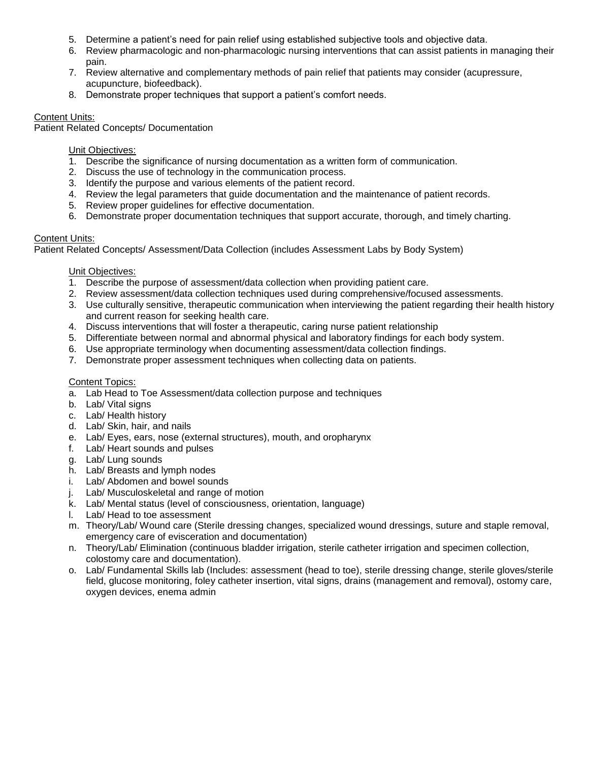5. Determine a patient's need for pain relief using established subjective tools and objective data.
6. Review pharmacologic and non-pharmacologic nursing interventions that can assist patients in managing their pain.
7. Review alternative and complementary methods of pain relief that patients may consider (acupressure, acupuncture, biofeedback).
8. Demonstrate proper techniques that support a patient's comfort needs.

Content Units:
Patient Related Concepts/ Documentation

Unit Objectives:
1. Describe the significance of nursing documentation as a written form of communication.
2. Discuss the use of technology in the communication process.
3. Identify the purpose and various elements of the patient record.
4. Review the legal parameters that guide documentation and the maintenance of patient records.
5. Review proper guidelines for effective documentation.
6. Demonstrate proper documentation techniques that support accurate, thorough, and timely charting.

Content Units:
Patient Related Concepts/ Assessment/Data Collection (includes Assessment Labs by Body System)

Unit Objectives:
1. Describe the purpose of assessment/data collection when providing patient care.
2. Review assessment/data collection techniques used during comprehensive/focused assessments.
3. Use culturally sensitive, therapeutic communication when interviewing the patient regarding their health history and current reason for seeking health care.
4. Discuss interventions that will foster a therapeutic, caring nurse patient relationship
5. Differentiate between normal and abnormal physical and laboratory findings for each body system.
6. Use appropriate terminology when documenting assessment/data collection findings.
7. Demonstrate proper assessment techniques when collecting data on patients.

Content Topics:
a. Lab Head to Toe Assessment/data collection purpose and techniques
b. Lab/ Vital signs
c. Lab/ Health history
d. Lab/ Skin, hair, and nails
e. Lab/ Eyes, ears, nose (external structures), mouth, and oropharynx
f. Lab/ Heart sounds and pulses
g. Lab/ Lung sounds
h. Lab/ Breasts and lymph nodes
i. Lab/ Abdomen and bowel sounds
j. Lab/ Musculoskeletal and range of motion
k. Lab/ Mental status (level of consciousness, orientation, language)
l. Lab/ Head to toe assessment
m. Theory/Lab/ Wound care (Sterile dressing changes, specialized wound dressings, suture and staple removal, emergency care of evisceration and documentation)
n. Theory/Lab/ Elimination (continuous bladder irrigation, sterile catheter irrigation and specimen collection, colostomy care and documentation).
o. Lab/ Fundamental Skills lab (Includes: assessment (head to toe), sterile dressing change, sterile gloves/sterile field, glucose monitoring, foley catheter insertion, vital signs, drains (management and removal), ostomy care, oxygen devices, enema admin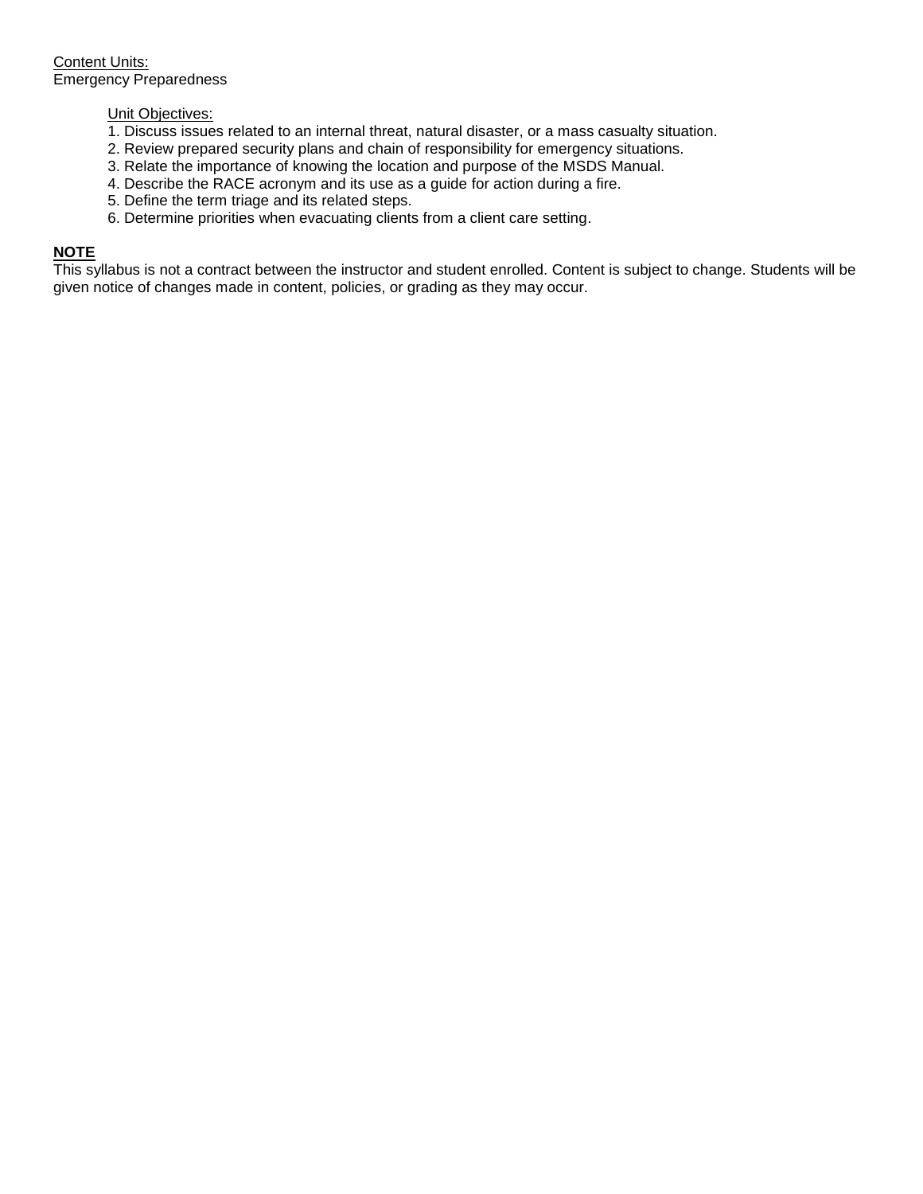Content Units:
Emergency Preparedness

Unit Objectives:
1. Discuss issues related to an internal threat, natural disaster, or a mass casualty situation.
2. Review prepared security plans and chain of responsibility for emergency situations.
3. Relate the importance of knowing the location and purpose of the MSDS Manual.
4. Describe the RACE acronym and its use as a guide for action during a fire.
5. Define the term triage and its related steps.
6. Determine priorities when evacuating clients from a client care setting.

**NOTE**

This syllabus is not a contract between the instructor and student enrolled. Content is subject to change. Students will be given notice of changes made in content, policies, or grading as they may occur.